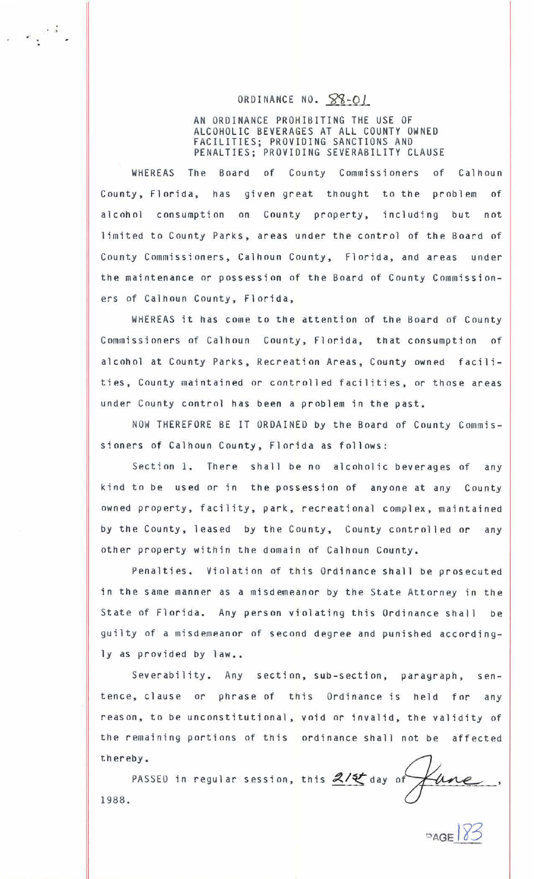# ORDINANCE NO. 88-01

AN ORDINANCE PROHIBITING THE USE OF ALCOHOLIC BEVERAGES AT ALL COUNTY OWNED FACILITIES; PROVIDING SANCTIONS AND PENALTIES; PROVIDING SEVERABILITY CLAUSE

WHEREAS The Board of County Commissioners of Calhoun County, Florida, has given great thought to the problem of alcohol consumption on County property, including but not limited to County Parks, areas under the control of the Board of County Commissioners, Calhoun County, Florida, and areas under the maintenance or possession of the Board of County Commissioners of Calhoun County, Florida,

WHEREAS it has come to the attention of the Board of County Commissioners of Calhoun County, Florida, that consumption of alcohol at County Parks, Recreation Areas, County owned facilities, County maintained or controlled facilities, or those areas under County control has been a problem in the past.

NOW THEREFORE BE IT ORDAINED by the Board of County Commissioners of Calhoun County, Florida as follows:

Section 1. There shall be no alcoholic beverages of any kind to be used or in the possession of anyone at any County owned property, facility, park, recreational complex, maintained by the County, leased by the County, County controlled or any other property within the domain of Calhoun County.

Penalties. Violation of this Ordinance shall be prosecuted in the same manner as a misdemeanor by the State Attorney in the State of Florida. Any person violating this Ordinance shall be guilty of a misdemeanor of second degree and punished accordingly as provided by law..

Severability. Any section, sub-section, paragraph, sentence, clause or phrase of this Ordinance is held for any reason, to be unconstitutional, void or invalid, the validity of the remaining portions of this ordinance shall not be affected thereby.

PASSED in regular session, this 21st day of June, 1988.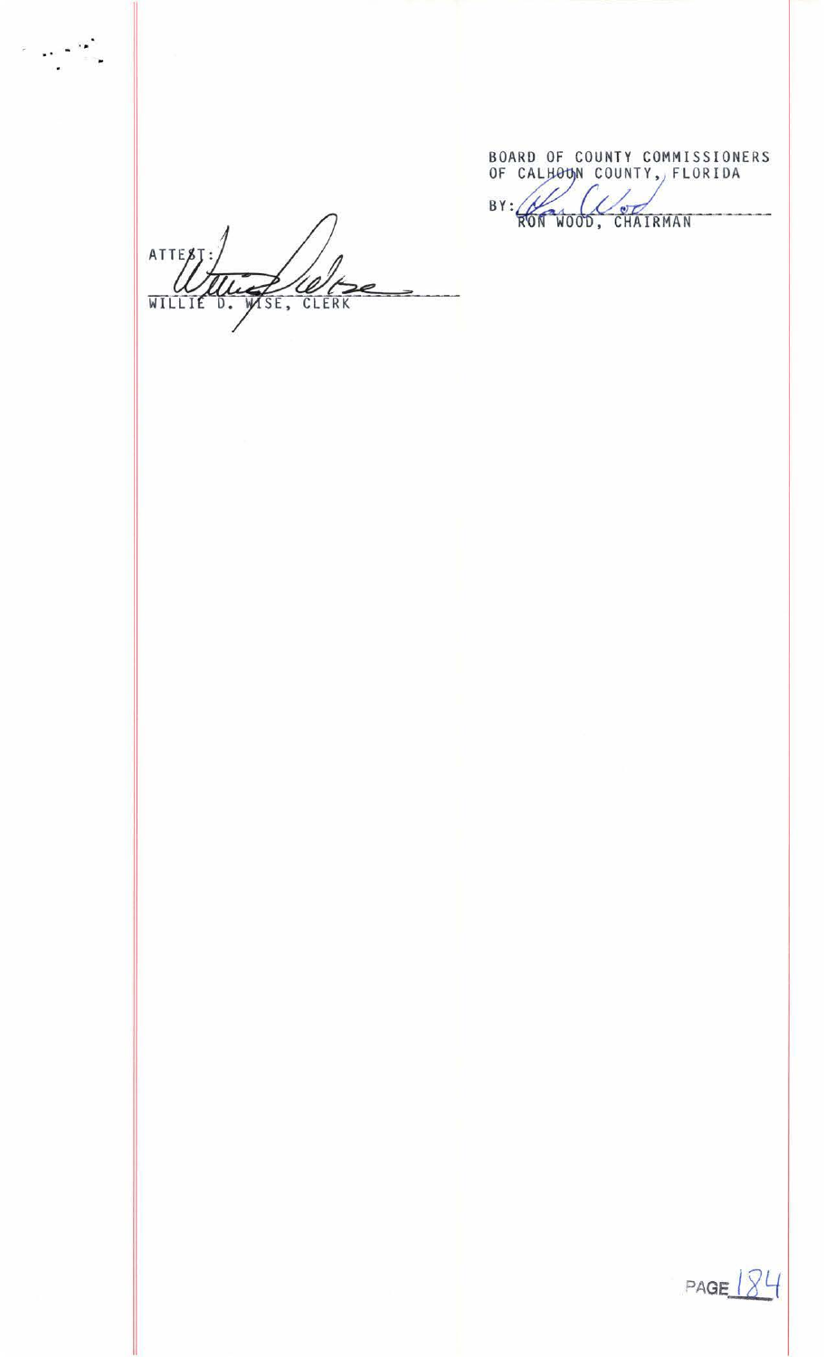BOARD OF COUNTY COMMISSIONERS
OF CALHOUN COUNTY, FLORIDA

BY: ______________________
RON WOOD, CHAIRMAN

ATTEST: ______________________
WILLIE D. WISE, CLERK